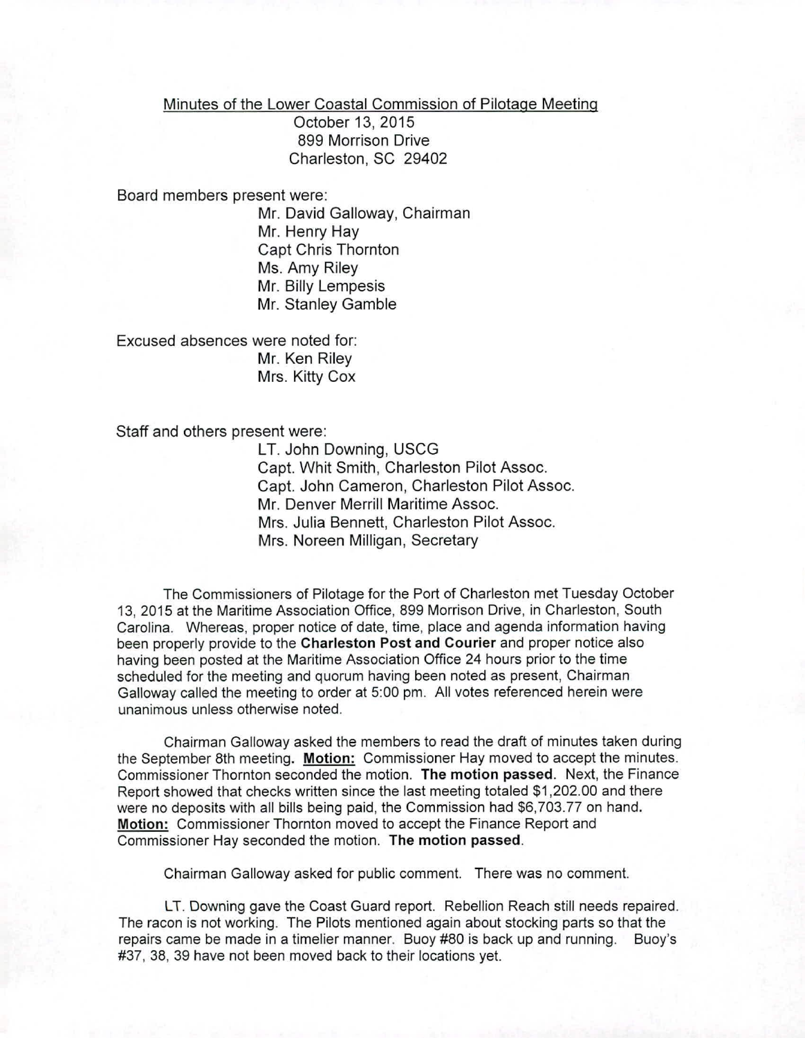Minutes of the Lower Coastal Commission of Pilotage Meeting
October 13, 2015
899 Morrison Drive
Charleston, SC 29402

Board members present were:

Mr. David Galloway, Chairman
Mr. Henry Hay
Capt Chris Thornton
Ms. Amy Riley
Mr. Billy Lempesis
Mr. Stanley Gamble

Excused absences were noted for:

Mr. Ken Riley
Mrs. Kitty Cox

Staff and others present were:

LT. John Downing, USCG
Capt. Whit Smith, Charleston Pilot Assoc.
Capt. John Cameron, Charleston Pilot Assoc.
Mr. Denver Merrill Maritime Assoc.
Mrs. Julia Bennett, Charleston Pilot Assoc.
Mrs. Noreen Milligan, Secretary

The Commissioners of Pilotage for the Port of Charleston met Tuesday October 13, 2015 at the Maritime Association Office, 899 Morrison Drive, in Charleston, South Carolina. Whereas, proper notice of date, time, place and agenda information having been properly provide to the **Charleston Post and Courier** and proper notice also having been posted at the Maritime Association Office 24 hours prior to the time scheduled for the meeting and quorum having been noted as present, Chairman Galloway called the meeting to order at 5:00 pm. All votes referenced herein were unanimous unless otherwise noted.

Chairman Galloway asked the members to read the draft of minutes taken during the September 8th meeting. **Motion:** Commissioner Hay moved to accept the minutes. Commissioner Thornton seconded the motion. **The motion passed**. Next, the Finance Report showed that checks written since the last meeting totaled $1,202.00 and there were no deposits with all bills being paid, the Commission had $6,703.77 on hand. **Motion:** Commissioner Thornton moved to accept the Finance Report and Commissioner Hay seconded the motion. **The motion passed**.

Chairman Galloway asked for public comment. There was no comment.

LT. Downing gave the Coast Guard report. Rebellion Reach still needs repaired. The racon is not working. The Pilots mentioned again about stocking parts so that the repairs came be made in a timelier manner. Buoy #80 is back up and running. Buoy's #37, 38, 39 have not been moved back to their locations yet.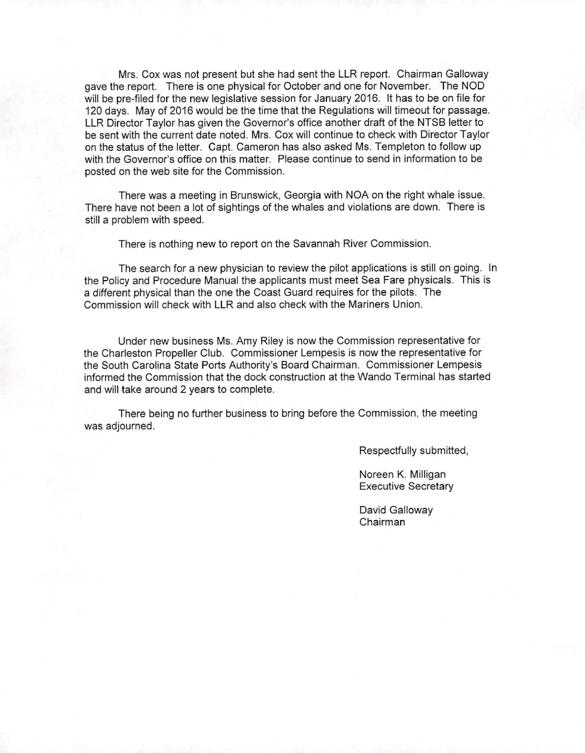Mrs. Cox was not present but she had sent the LLR report. Chairman Galloway gave the report. There is one physical for October and one for November. The NOD will be pre-filed for the new legislative session for January 2016. It has to be on file for 120 days. May of 2016 would be the time that the Regulations will timeout for passage. LLR Director Taylor has given the Governor's office another draft of the NTSB letter to be sent with the current date noted. Mrs. Cox will continue to check with Director Taylor on the status of the letter. Capt. Cameron has also asked Ms. Templeton to follow up with the Governor's office on this matter. Please continue to send in information to be posted on the web site for the Commission.

There was a meeting in Brunswick, Georgia with NOA on the right whale issue. There have not been a lot of sightings of the whales and violations are down. There is still a problem with speed.

There is nothing new to report on the Savannah River Commission.

The search for a new physician to review the pilot applications is still on going. In the Policy and Procedure Manual the applicants must meet Sea Fare physicals. This is a different physical than the one the Coast Guard requires for the pilots. The Commission will check with LLR and also check with the Mariners Union.

Under new business Ms. Amy Riley is now the Commission representative for the Charleston Propeller Club. Commissioner Lempesis is now the representative for the South Carolina State Ports Authority's Board Chairman. Commissioner Lempesis informed the Commission that the dock construction at the Wando Terminal has started and will take around 2 years to complete.

There being no further business to bring before the Commission, the meeting was adjourned.

Respectfully submitted,

Noreen K. Milligan
Executive Secretary

David Galloway
Chairman